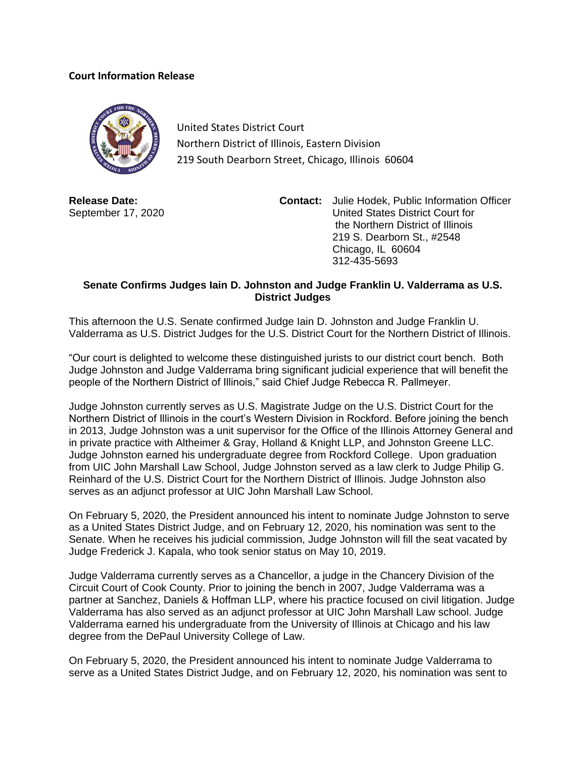**Court Information Release**

United States District Court
Northern District of Illinois, Eastern Division
219 South Dearborn Street, Chicago, Illinois 60604

**Release Date:**
September 17, 2020

**Contact:** Julie Hodek, Public Information Officer
United States District Court for
the Northern District of Illinois
219 S. Dearborn St., #2548
Chicago, IL 60604
312-435-5693

**Senate Confirms Judges Iain D. Johnston and Judge Franklin U. Valderrama as U.S. District Judges**

This afternoon the U.S. Senate confirmed Judge Iain D. Johnston and Judge Franklin U. Valderrama as U.S. District Judges for the U.S. District Court for the Northern District of Illinois.

"Our court is delighted to welcome these distinguished jurists to our district court bench. Both Judge Johnston and Judge Valderrama bring significant judicial experience that will benefit the people of the Northern District of Illinois," said Chief Judge Rebecca R. Pallmeyer.

Judge Johnston currently serves as U.S. Magistrate Judge on the U.S. District Court for the Northern District of Illinois in the court's Western Division in Rockford. Before joining the bench in 2013, Judge Johnston was a unit supervisor for the Office of the Illinois Attorney General and in private practice with Altheimer & Gray, Holland & Knight LLP, and Johnston Greene LLC. Judge Johnston earned his undergraduate degree from Rockford College. Upon graduation from UIC John Marshall Law School, Judge Johnston served as a law clerk to Judge Philip G. Reinhard of the U.S. District Court for the Northern District of Illinois. Judge Johnston also serves as an adjunct professor at UIC John Marshall Law School.

On February 5, 2020, the President announced his intent to nominate Judge Johnston to serve as a United States District Judge, and on February 12, 2020, his nomination was sent to the Senate. When he receives his judicial commission, Judge Johnston will fill the seat vacated by Judge Frederick J. Kapala, who took senior status on May 10, 2019.

Judge Valderrama currently serves as a Chancellor, a judge in the Chancery Division of the Circuit Court of Cook County. Prior to joining the bench in 2007, Judge Valderrama was a partner at Sanchez, Daniels & Hoffman LLP, where his practice focused on civil litigation. Judge Valderrama has also served as an adjunct professor at UIC John Marshall Law school. Judge Valderrama earned his undergraduate from the University of Illinois at Chicago and his law degree from the DePaul University College of Law.

On February 5, 2020, the President announced his intent to nominate Judge Valderrama to serve as a United States District Judge, and on February 12, 2020, his nomination was sent to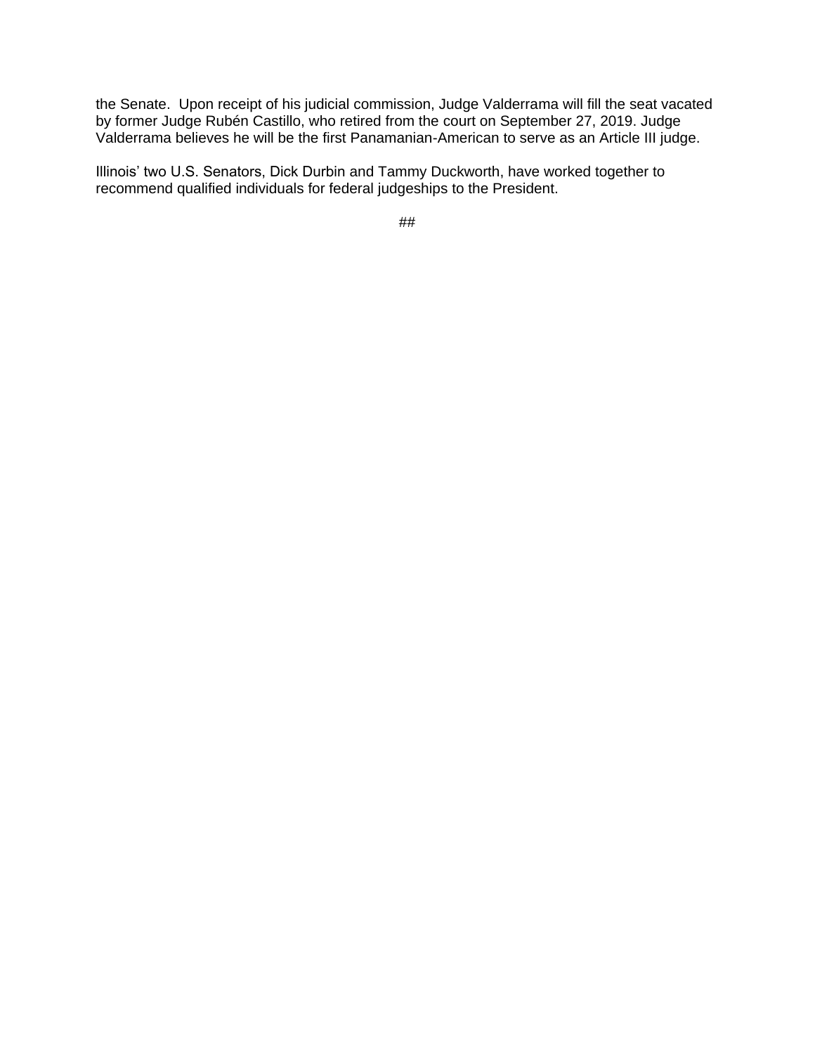the Senate. Upon receipt of his judicial commission, Judge Valderrama will fill the seat vacated by former Judge Rubén Castillo, who retired from the court on September 27, 2019. Judge Valderrama believes he will be the first Panamanian-American to serve as an Article III judge.

Illinois' two U.S. Senators, Dick Durbin and Tammy Duckworth, have worked together to recommend qualified individuals for federal judgeships to the President.

##